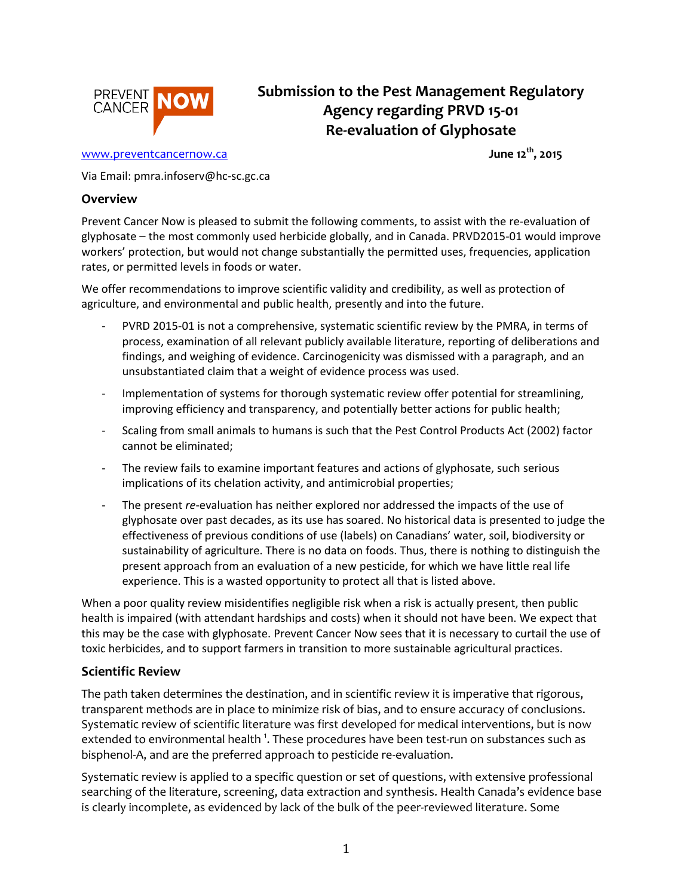PREVENT CANCER NOW

# Submission to the Pest Management Regulatory Agency regarding PRVD 15-01 Re-evaluation of Glyphosate

www.preventcancernow.ca

**June 12th, 2015**

Via Email: pmra.infoserv@hc-sc.gc.ca

## Overview

Prevent Cancer Now is pleased to submit the following comments, to assist with the re-evaluation of glyphosate – the most commonly used herbicide globally, and in Canada. PRVD2015-01 would improve workers' protection, but would not change substantially the permitted uses, frequencies, application rates, or permitted levels in foods or water.

We offer recommendations to improve scientific validity and credibility, as well as protection of agriculture, and environmental and public health, presently and into the future.

- PVRD 2015-01 is not a comprehensive, systematic scientific review by the PMRA, in terms of process, examination of all relevant publicly available literature, reporting of deliberations and findings, and weighing of evidence. Carcinogenicity was dismissed with a paragraph, and an unsubstantiated claim that a weight of evidence process was used.
- Implementation of systems for thorough systematic review offer potential for streamlining, improving efficiency and transparency, and potentially better actions for public health;
- Scaling from small animals to humans is such that the Pest Control Products Act (2002) factor cannot be eliminated;
- The review fails to examine important features and actions of glyphosate, such serious implications of its chelation activity, and antimicrobial properties;
- The present *re*-evaluation has neither explored nor addressed the impacts of the use of glyphosate over past decades, as its use has soared. No historical data is presented to judge the effectiveness of previous conditions of use (labels) on Canadians' water, soil, biodiversity or sustainability of agriculture. There is no data on foods. Thus, there is nothing to distinguish the present approach from an evaluation of a new pesticide, for which we have little real life experience. This is a wasted opportunity to protect all that is listed above.

When a poor quality review misidentifies negligible risk when a risk is actually present, then public health is impaired (with attendant hardships and costs) when it should not have been. We expect that this may be the case with glyphosate. Prevent Cancer Now sees that it is necessary to curtail the use of toxic herbicides, and to support farmers in transition to more sustainable agricultural practices.

## Scientific Review

The path taken determines the destination, and in scientific review it is imperative that rigorous, transparent methods are in place to minimize risk of bias, and to ensure accuracy of conclusions. Systematic review of scientific literature was first developed for medical interventions, but is now extended to environmental health [1]. These procedures have been test-run on substances such as bisphenol-A, and are the preferred approach to pesticide re-evaluation.

Systematic review is applied to a specific question or set of questions, with extensive professional searching of the literature, screening, data extraction and synthesis. Health Canada's evidence base is clearly incomplete, as evidenced by lack of the bulk of the peer-reviewed literature. Some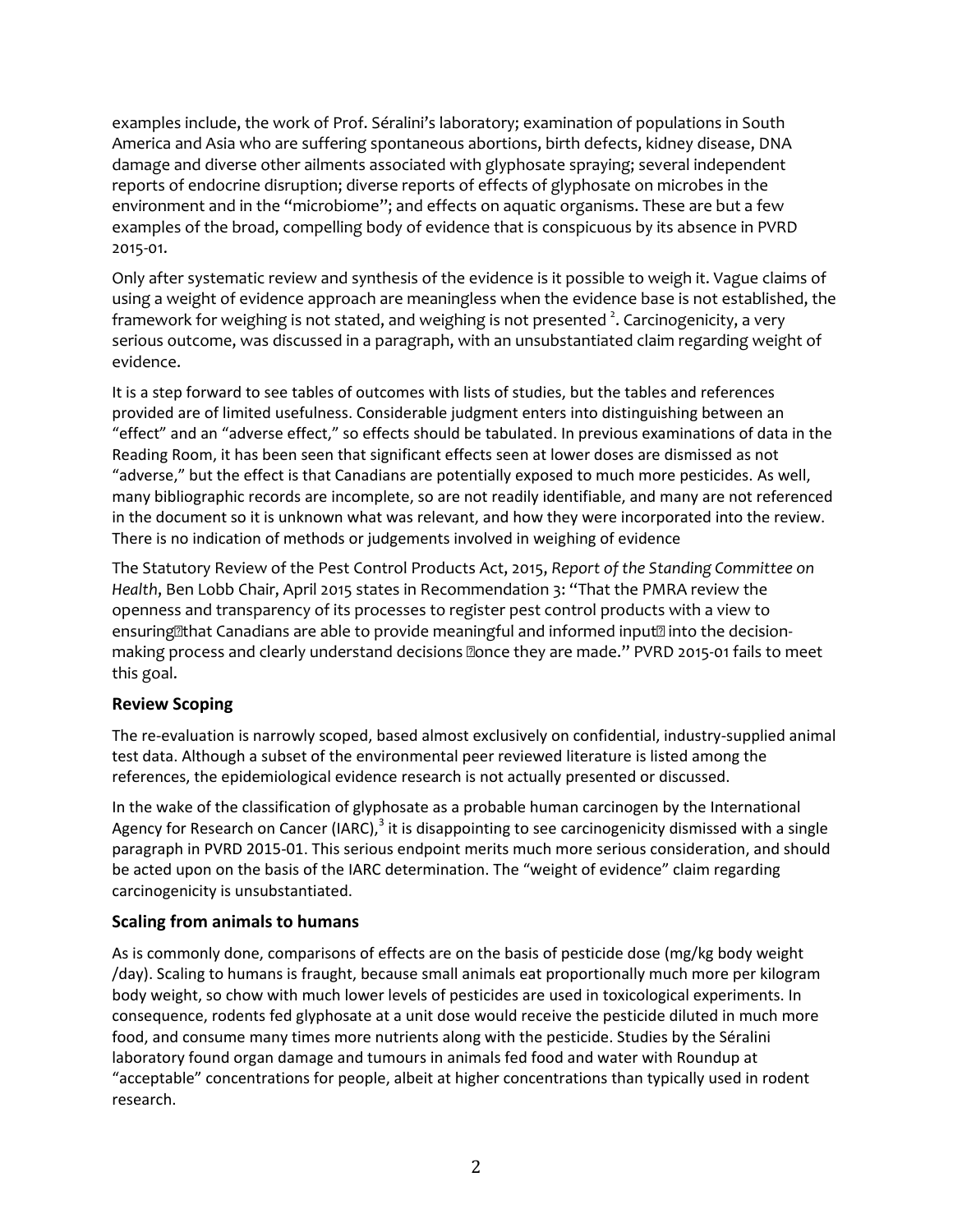examples include, the work of Prof. Séralini's laboratory; examination of populations in South America and Asia who are suffering spontaneous abortions, birth defects, kidney disease, DNA damage and diverse other ailments associated with glyphosate spraying; several independent reports of endocrine disruption; diverse reports of effects of glyphosate on microbes in the environment and in the "microbiome"; and effects on aquatic organisms. These are but a few examples of the broad, compelling body of evidence that is conspicuous by its absence in PVRD 2015-01.

Only after systematic review and synthesis of the evidence is it possible to weigh it. Vague claims of using a weight of evidence approach are meaningless when the evidence base is not established, the framework for weighing is not stated, and weighing is not presented [2]. Carcinogenicity, a very serious outcome, was discussed in a paragraph, with an unsubstantiated claim regarding weight of evidence.

It is a step forward to see tables of outcomes with lists of studies, but the tables and references provided are of limited usefulness. Considerable judgment enters into distinguishing between an "effect" and an "adverse effect," so effects should be tabulated. In previous examinations of data in the Reading Room, it has been seen that significant effects seen at lower doses are dismissed as not "adverse," but the effect is that Canadians are potentially exposed to much more pesticides. As well, many bibliographic records are incomplete, so are not readily identifiable, and many are not referenced in the document so it is unknown what was relevant, and how they were incorporated into the review. There is no indication of methods or judgements involved in weighing of evidence

The Statutory Review of the Pest Control Products Act, 2015, *Report of the Standing Committee on Health*, Ben Lobb Chair, April 2015 states in Recommendation 3: "That the PMRA review the openness and transparency of its processes to register pest control products with a view to ensuring that Canadians are able to provide meaningful and informed input into the decision-making process and clearly understand decisions once they are made." PVRD 2015-01 fails to meet this goal.

### Review Scoping

The re-evaluation is narrowly scoped, based almost exclusively on confidential, industry-supplied animal test data. Although a subset of the environmental peer reviewed literature is listed among the references, the epidemiological evidence research is not actually presented or discussed.

In the wake of the classification of glyphosate as a probable human carcinogen by the International Agency for Research on Cancer (IARC),[3] it is disappointing to see carcinogenicity dismissed with a single paragraph in PVRD 2015-01. This serious endpoint merits much more serious consideration, and should be acted upon on the basis of the IARC determination. The "weight of evidence" claim regarding carcinogenicity is unsubstantiated.

### Scaling from animals to humans

As is commonly done, comparisons of effects are on the basis of pesticide dose (mg/kg body weight /day). Scaling to humans is fraught, because small animals eat proportionally much more per kilogram body weight, so chow with much lower levels of pesticides are used in toxicological experiments. In consequence, rodents fed glyphosate at a unit dose would receive the pesticide diluted in much more food, and consume many times more nutrients along with the pesticide. Studies by the Séralini laboratory found organ damage and tumours in animals fed food and water with Roundup at "acceptable" concentrations for people, albeit at higher concentrations than typically used in rodent research.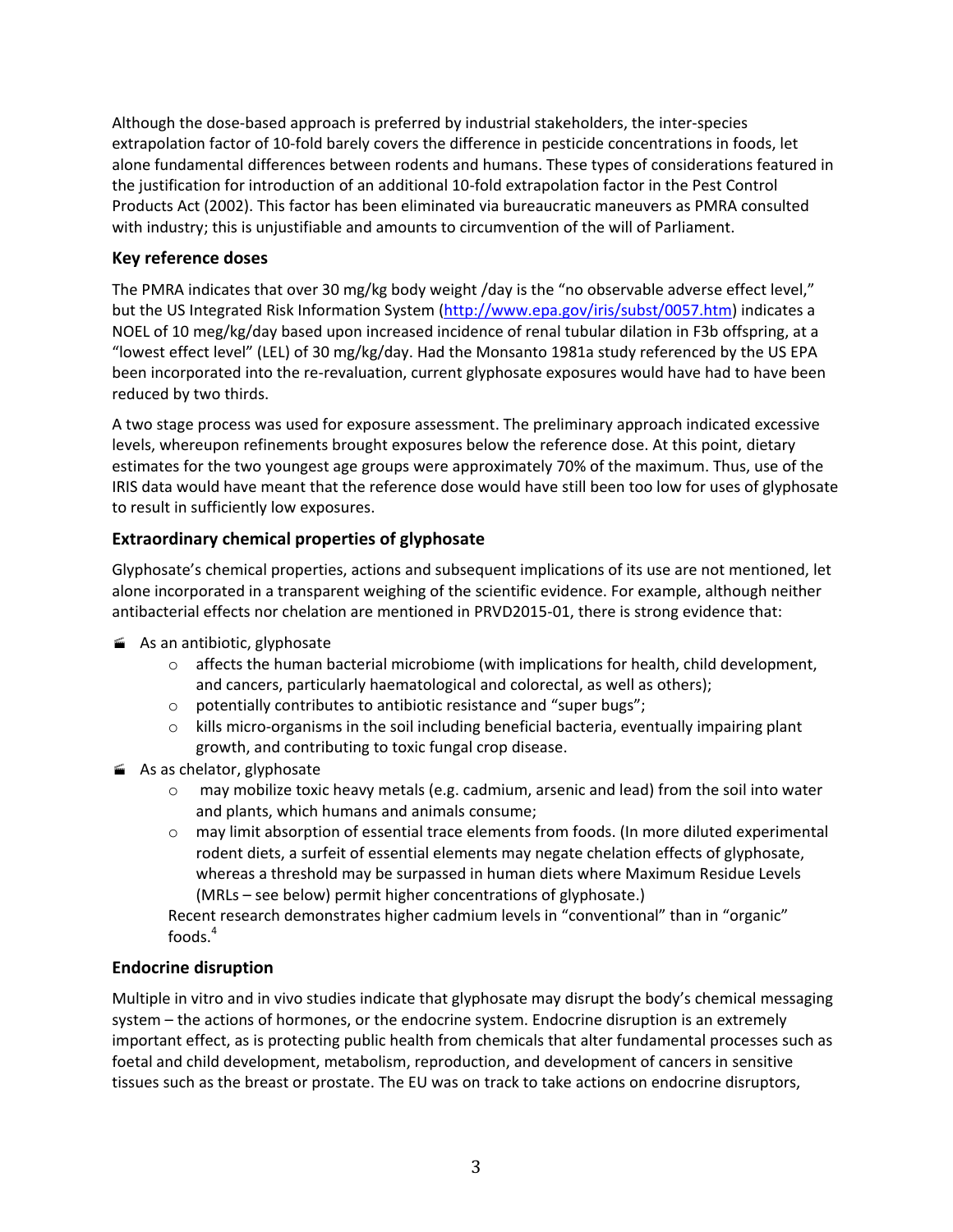Although the dose-based approach is preferred by industrial stakeholders, the inter-species extrapolation factor of 10-fold barely covers the difference in pesticide concentrations in foods, let alone fundamental differences between rodents and humans. These types of considerations featured in the justification for introduction of an additional 10-fold extrapolation factor in the Pest Control Products Act (2002). This factor has been eliminated via bureaucratic maneuvers as PMRA consulted with industry; this is unjustifiable and amounts to circumvention of the will of Parliament.

### Key reference doses

The PMRA indicates that over 30 mg/kg body weight /day is the "no observable adverse effect level," but the US Integrated Risk Information System (http://www.epa.gov/iris/subst/0057.htm) indicates a NOEL of 10 meg/kg/day based upon increased incidence of renal tubular dilation in F3b offspring, at a "lowest effect level" (LEL) of 30 mg/kg/day. Had the Monsanto 1981a study referenced by the US EPA been incorporated into the re-revaluation, current glyphosate exposures would have had to have been reduced by two thirds.

A two stage process was used for exposure assessment. The preliminary approach indicated excessive levels, whereupon refinements brought exposures below the reference dose. At this point, dietary estimates for the two youngest age groups were approximately 70% of the maximum. Thus, use of the IRIS data would have meant that the reference dose would have still been too low for uses of glyphosate to result in sufficiently low exposures.

### Extraordinary chemical properties of glyphosate

Glyphosate's chemical properties, actions and subsequent implications of its use are not mentioned, let alone incorporated in a transparent weighing of the scientific evidence. For example, although neither antibacterial effects nor chelation are mentioned in PRVD2015-01, there is strong evidence that:

- As an antibiotic, glyphosate
  - affects the human bacterial microbiome (with implications for health, child development, and cancers, particularly haematological and colorectal, as well as others);
  - potentially contributes to antibiotic resistance and "super bugs";
  - kills micro-organisms in the soil including beneficial bacteria, eventually impairing plant growth, and contributing to toxic fungal crop disease.
- As as chelator, glyphosate
  - may mobilize toxic heavy metals (e.g. cadmium, arsenic and lead) from the soil into water and plants, which humans and animals consume;
  - may limit absorption of essential trace elements from foods. (In more diluted experimental rodent diets, a surfeit of essential elements may negate chelation effects of glyphosate, whereas a threshold may be surpassed in human diets where Maximum Residue Levels (MRLs – see below) permit higher concentrations of glyphosate.)

  Recent research demonstrates higher cadmium levels in "conventional" than in "organic" foods.[4]

### Endocrine disruption

Multiple in vitro and in vivo studies indicate that glyphosate may disrupt the body's chemical messaging system – the actions of hormones, or the endocrine system. Endocrine disruption is an extremely important effect, as is protecting public health from chemicals that alter fundamental processes such as foetal and child development, metabolism, reproduction, and development of cancers in sensitive tissues such as the breast or prostate. The EU was on track to take actions on endocrine disruptors,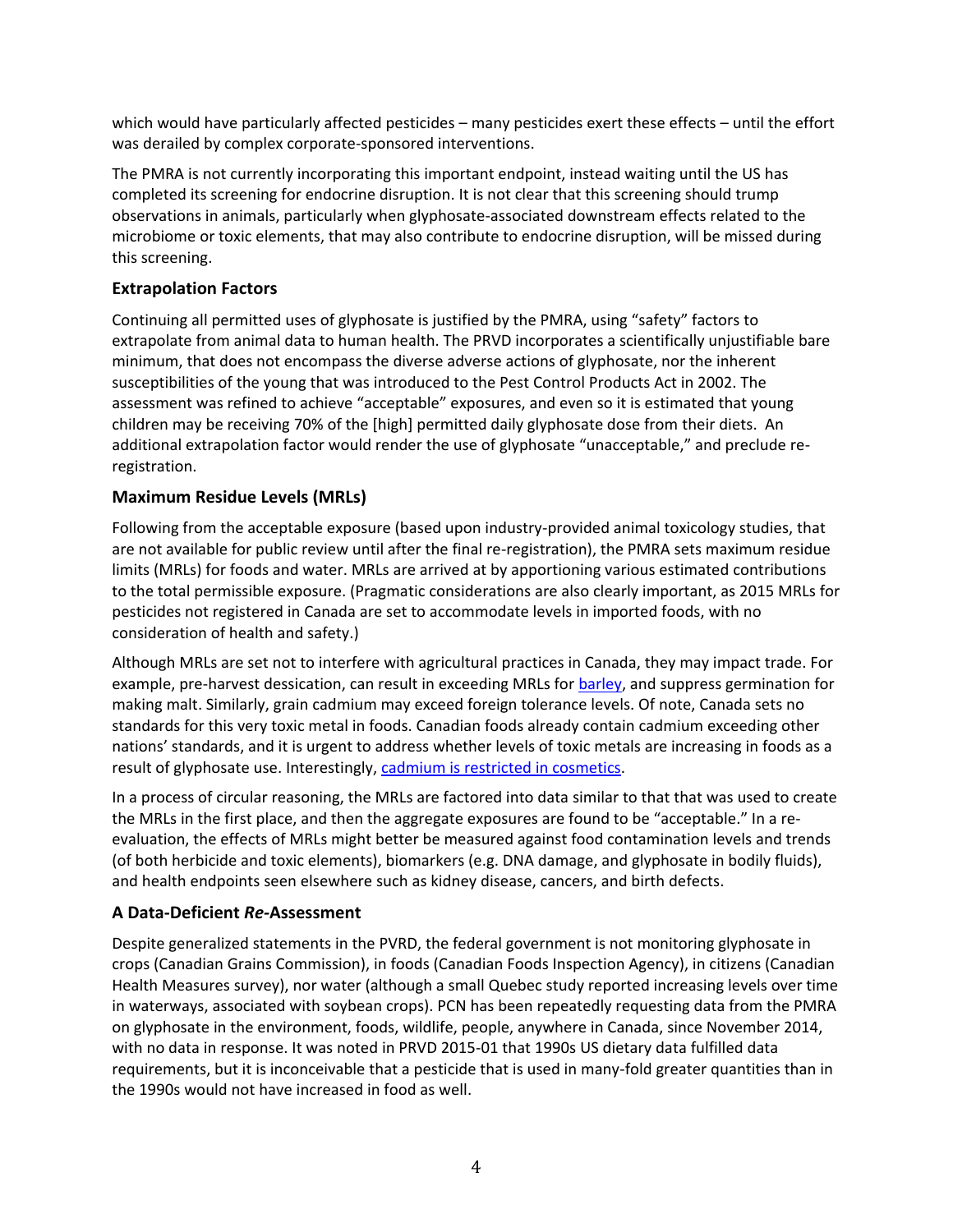which would have particularly affected pesticides – many pesticides exert these effects – until the effort was derailed by complex corporate-sponsored interventions.

The PMRA is not currently incorporating this important endpoint, instead waiting until the US has completed its screening for endocrine disruption. It is not clear that this screening should trump observations in animals, particularly when glyphosate-associated downstream effects related to the microbiome or toxic elements, that may also contribute to endocrine disruption, will be missed during this screening.

### Extrapolation Factors

Continuing all permitted uses of glyphosate is justified by the PMRA, using "safety" factors to extrapolate from animal data to human health. The PRVD incorporates a scientifically unjustifiable bare minimum, that does not encompass the diverse adverse actions of glyphosate, nor the inherent susceptibilities of the young that was introduced to the Pest Control Products Act in 2002. The assessment was refined to achieve "acceptable" exposures, and even so it is estimated that young children may be receiving 70% of the [high] permitted daily glyphosate dose from their diets. An additional extrapolation factor would render the use of glyphosate "unacceptable," and preclude re-registration.

### Maximum Residue Levels (MRLs)

Following from the acceptable exposure (based upon industry-provided animal toxicology studies, that are not available for public review until after the final re-registration), the PMRA sets maximum residue limits (MRLs) for foods and water. MRLs are arrived at by apportioning various estimated contributions to the total permissible exposure. (Pragmatic considerations are also clearly important, as 2015 MRLs for pesticides not registered in Canada are set to accommodate levels in imported foods, with no consideration of health and safety.)

Although MRLs are set not to interfere with agricultural practices in Canada, they may impact trade. For example, pre-harvest dessication, can result in exceeding MRLs for barley, and suppress germination for making malt. Similarly, grain cadmium may exceed foreign tolerance levels. Of note, Canada sets no standards for this very toxic metal in foods. Canadian foods already contain cadmium exceeding other nations' standards, and it is urgent to address whether levels of toxic metals are increasing in foods as a result of glyphosate use. Interestingly, cadmium is restricted in cosmetics.

In a process of circular reasoning, the MRLs are factored into data similar to that that was used to create the MRLs in the first place, and then the aggregate exposures are found to be "acceptable." In a re-evaluation, the effects of MRLs might better be measured against food contamination levels and trends (of both herbicide and toxic elements), biomarkers (e.g. DNA damage, and glyphosate in bodily fluids), and health endpoints seen elsewhere such as kidney disease, cancers, and birth defects.

### A Data-Deficient *Re*-Assessment

Despite generalized statements in the PVRD, the federal government is not monitoring glyphosate in crops (Canadian Grains Commission), in foods (Canadian Foods Inspection Agency), in citizens (Canadian Health Measures survey), nor water (although a small Quebec study reported increasing levels over time in waterways, associated with soybean crops). PCN has been repeatedly requesting data from the PMRA on glyphosate in the environment, foods, wildlife, people, anywhere in Canada, since November 2014, with no data in response. It was noted in PRVD 2015-01 that 1990s US dietary data fulfilled data requirements, but it is inconceivable that a pesticide that is used in many-fold greater quantities than in the 1990s would not have increased in food as well.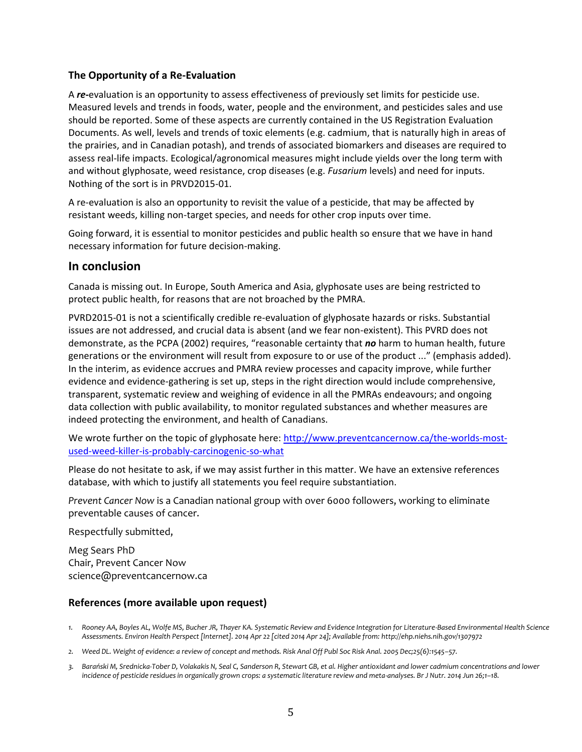### The Opportunity of a Re-Evaluation

A ***re-***evaluation is an opportunity to assess effectiveness of previously set limits for pesticide use. Measured levels and trends in foods, water, people and the environment, and pesticides sales and use should be reported. Some of these aspects are currently contained in the US Registration Evaluation Documents. As well, levels and trends of toxic elements (e.g. cadmium, that is naturally high in areas of the prairies, and in Canadian potash), and trends of associated biomarkers and diseases are required to assess real-life impacts. Ecological/agronomical measures might include yields over the long term with and without glyphosate, weed resistance, crop diseases (e.g. *Fusarium* levels) and need for inputs. Nothing of the sort is in PRVD2015-01.

A re-evaluation is also an opportunity to revisit the value of a pesticide, that may be affected by resistant weeds, killing non-target species, and needs for other crop inputs over time.

Going forward, it is essential to monitor pesticides and public health so ensure that we have in hand necessary information for future decision-making.

## In conclusion

Canada is missing out. In Europe, South America and Asia, glyphosate uses are being restricted to protect public health, for reasons that are not broached by the PMRA.

PVRD2015-01 is not a scientifically credible re-evaluation of glyphosate hazards or risks. Substantial issues are not addressed, and crucial data is absent (and we fear non-existent). This PVRD does not demonstrate, as the PCPA (2002) requires, "reasonable certainty that ***no*** harm to human health, future generations or the environment will result from exposure to or use of the product ..." (emphasis added). In the interim, as evidence accrues and PMRA review processes and capacity improve, while further evidence and evidence-gathering is set up, steps in the right direction would include comprehensive, transparent, systematic review and weighing of evidence in all the PMRAs endeavours; and ongoing data collection with public availability, to monitor regulated substances and whether measures are indeed protecting the environment, and health of Canadians.

We wrote further on the topic of glyphosate here: [http://www.preventcancernow.ca/the-worlds-most-used-weed-killer-is-probably-carcinogenic-so-what](http://www.preventcancernow.ca/the-worlds-most-used-weed-killer-is-probably-carcinogenic-so-what)

Please do not hesitate to ask, if we may assist further in this matter. We have an extensive references database, with which to justify all statements you feel require substantiation.

*Prevent Cancer Now* is a Canadian national group with over 6000 followers, working to eliminate preventable causes of cancer.

Respectfully submitted,

Meg Sears PhD
Chair, Prevent Cancer Now
science@preventcancernow.ca

### References (more available upon request)

1. *Rooney AA, Boyles AL, Wolfe MS, Bucher JR, Thayer KA. Systematic Review and Evidence Integration for Literature-Based Environmental Health Science Assessments. Environ Health Perspect [Internet]. 2014 Apr 22 [cited 2014 Apr 24]; Available from: http://ehp.niehs.nih.gov/1307972*
2. *Weed DL. Weight of evidence: a review of concept and methods. Risk Anal Off Publ Soc Risk Anal. 2005 Dec;25(6):1545–57.*
3. *Barański M, Srednicka-Tober D, Volakakis N, Seal C, Sanderson R, Stewart GB, et al. Higher antioxidant and lower cadmium concentrations and lower incidence of pesticide residues in organically grown crops: a systematic literature review and meta-analyses. Br J Nutr. 2014 Jun 26;1–18.*